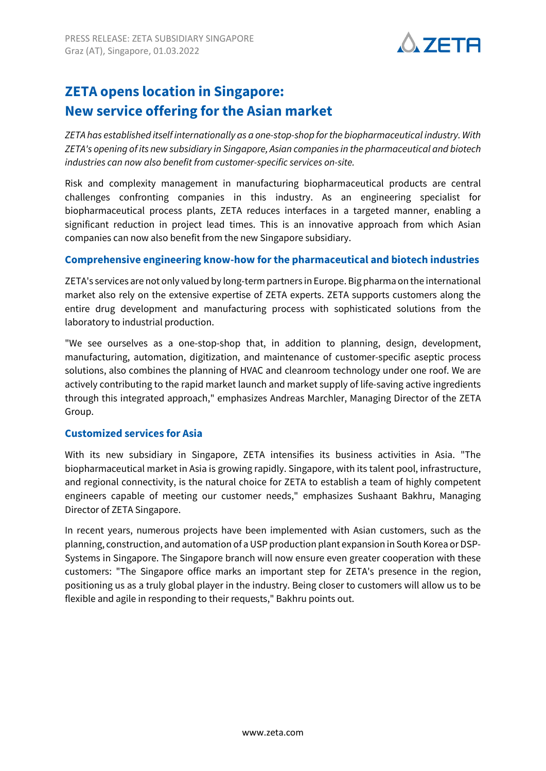PRESS RELEASE: ZETA SUBSIDIARY SINGAPORE
Graz (AT), Singapore, 01.03.2022

# ZETA opens location in Singapore: New service offering for the Asian market

*ZETA has established itself internationally as a one-stop-shop for the biopharmaceutical industry. With ZETA's opening of its new subsidiary in Singapore, Asian companies in the pharmaceutical and biotech industries can now also benefit from customer-specific services on-site.*

Risk and complexity management in manufacturing biopharmaceutical products are central challenges confronting companies in this industry. As an engineering specialist for biopharmaceutical process plants, ZETA reduces interfaces in a targeted manner, enabling a significant reduction in project lead times. This is an innovative approach from which Asian companies can now also benefit from the new Singapore subsidiary.

## Comprehensive engineering know-how for the pharmaceutical and biotech industries

ZETA's services are not only valued by long-term partners in Europe. Big pharma on the international market also rely on the extensive expertise of ZETA experts. ZETA supports customers along the entire drug development and manufacturing process with sophisticated solutions from the laboratory to industrial production.

"We see ourselves as a one-stop-shop that, in addition to planning, design, development, manufacturing, automation, digitization, and maintenance of customer-specific aseptic process solutions, also combines the planning of HVAC and cleanroom technology under one roof. We are actively contributing to the rapid market launch and market supply of life-saving active ingredients through this integrated approach," emphasizes Andreas Marchler, Managing Director of the ZETA Group.

## Customized services for Asia

With its new subsidiary in Singapore, ZETA intensifies its business activities in Asia. "The biopharmaceutical market in Asia is growing rapidly. Singapore, with its talent pool, infrastructure, and regional connectivity, is the natural choice for ZETA to establish a team of highly competent engineers capable of meeting our customer needs," emphasizes Sushaant Bakhru, Managing Director of ZETA Singapore.

In recent years, numerous projects have been implemented with Asian customers, such as the planning, construction, and automation of a USP production plant expansion in South Korea or DSP-Systems in Singapore. The Singapore branch will now ensure even greater cooperation with these customers: "The Singapore office marks an important step for ZETA's presence in the region, positioning us as a truly global player in the industry. Being closer to customers will allow us to be flexible and agile in responding to their requests," Bakhru points out.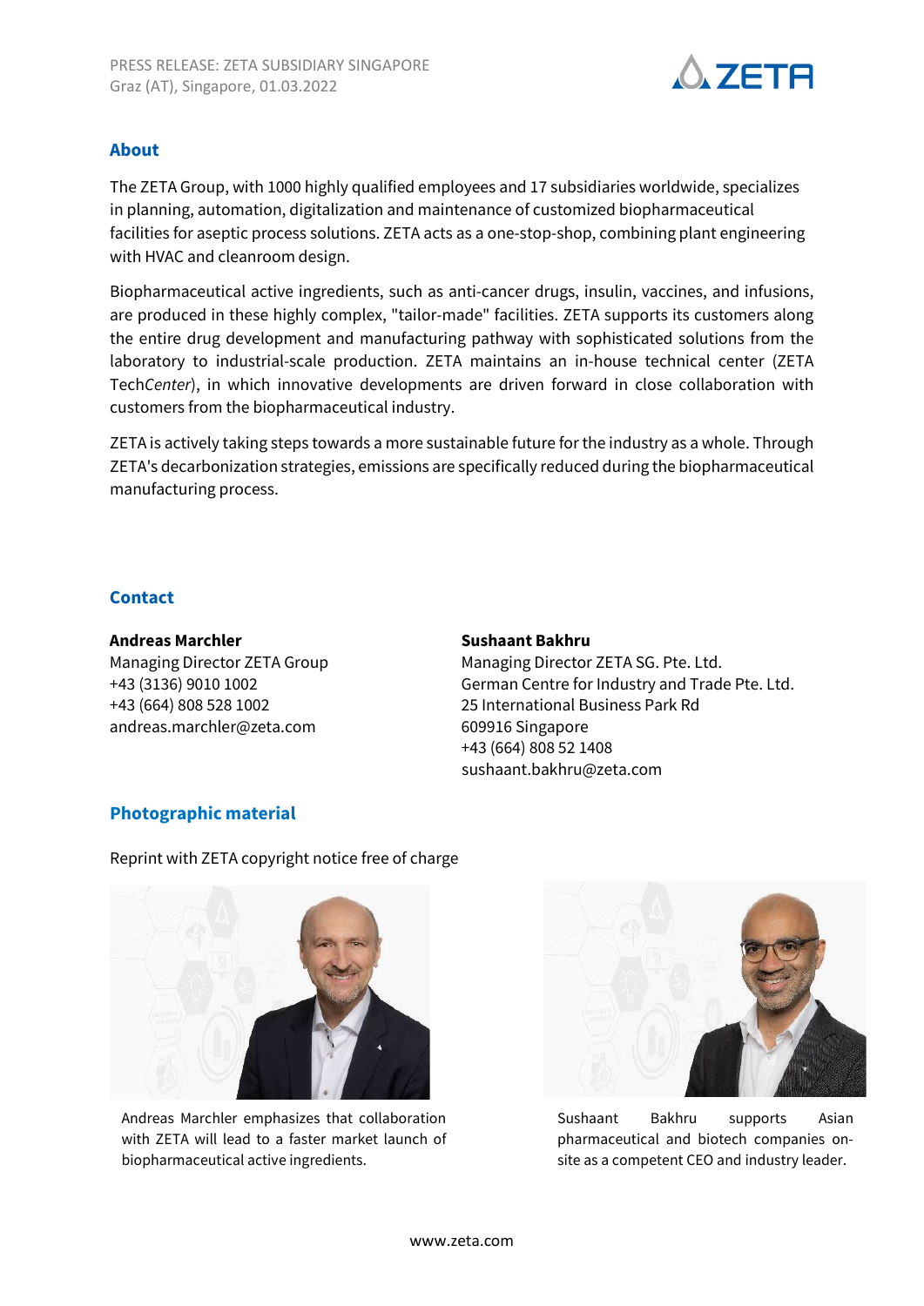## About

The ZETA Group, with 1000 highly qualified employees and 17 subsidiaries worldwide, specializes in planning, automation, digitalization and maintenance of customized biopharmaceutical facilities for aseptic process solutions. ZETA acts as a one-stop-shop, combining plant engineering with HVAC and cleanroom design.

Biopharmaceutical active ingredients, such as anti-cancer drugs, insulin, vaccines, and infusions, are produced in these highly complex, "tailor-made" facilities. ZETA supports its customers along the entire drug development and manufacturing pathway with sophisticated solutions from the laboratory to industrial-scale production. ZETA maintains an in-house technical center (ZETA Tech*Center*), in which innovative developments are driven forward in close collaboration with customers from the biopharmaceutical industry.

ZETA is actively taking steps towards a more sustainable future for the industry as a whole. Through ZETA's decarbonization strategies, emissions are specifically reduced during the biopharmaceutical manufacturing process.

## Contact

**Andreas Marchler**
Managing Director ZETA Group
+43 (3136) 9010 1002
+43 (664) 808 528 1002
andreas.marchler@zeta.com

**Sushaant Bakhru**
Managing Director ZETA SG. Pte. Ltd.
German Centre for Industry and Trade Pte. Ltd.
25 International Business Park Rd
609916 Singapore
+43 (664) 808 52 1408
sushaant.bakhru@zeta.com

## Photographic material

Reprint with ZETA copyright notice free of charge

Andreas Marchler emphasizes that collaboration with ZETA will lead to a faster market launch of biopharmaceutical active ingredients.

Sushaant Bakhru supports Asian pharmaceutical and biotech companies on-site as a competent CEO and industry leader.

www.zeta.com